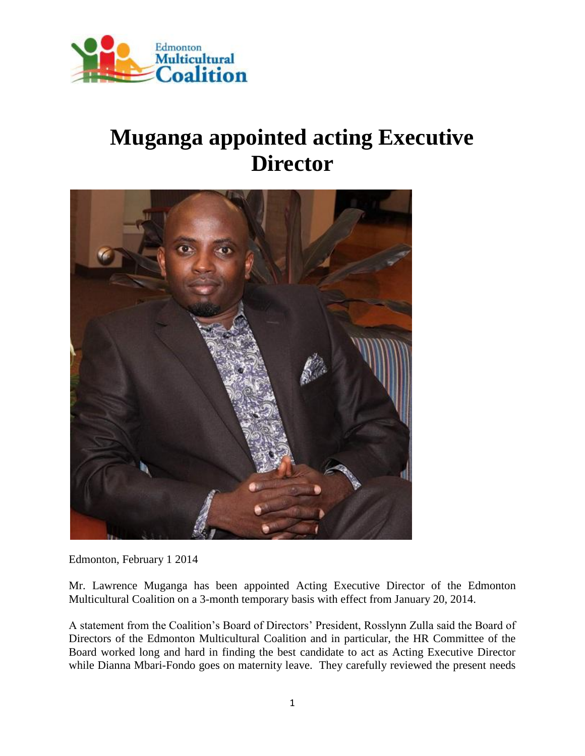# Muganga appointed acting Executive Director

Edmonton, February 1 2014

Mr. Lawrence Muganga has been appointed Acting Executive Director of the Edmonton Multicultural Coalition on a 3-month temporary basis with effect from January 20, 2014.

A statement from the Coalition's Board of Directors' President, Rosslynn Zulla said the Board of Directors of the Edmonton Multicultural Coalition and in particular, the HR Committee of the Board worked long and hard in finding the best candidate to act as Acting Executive Director while Dianna Mbari-Fondo goes on maternity leave. They carefully reviewed the present needs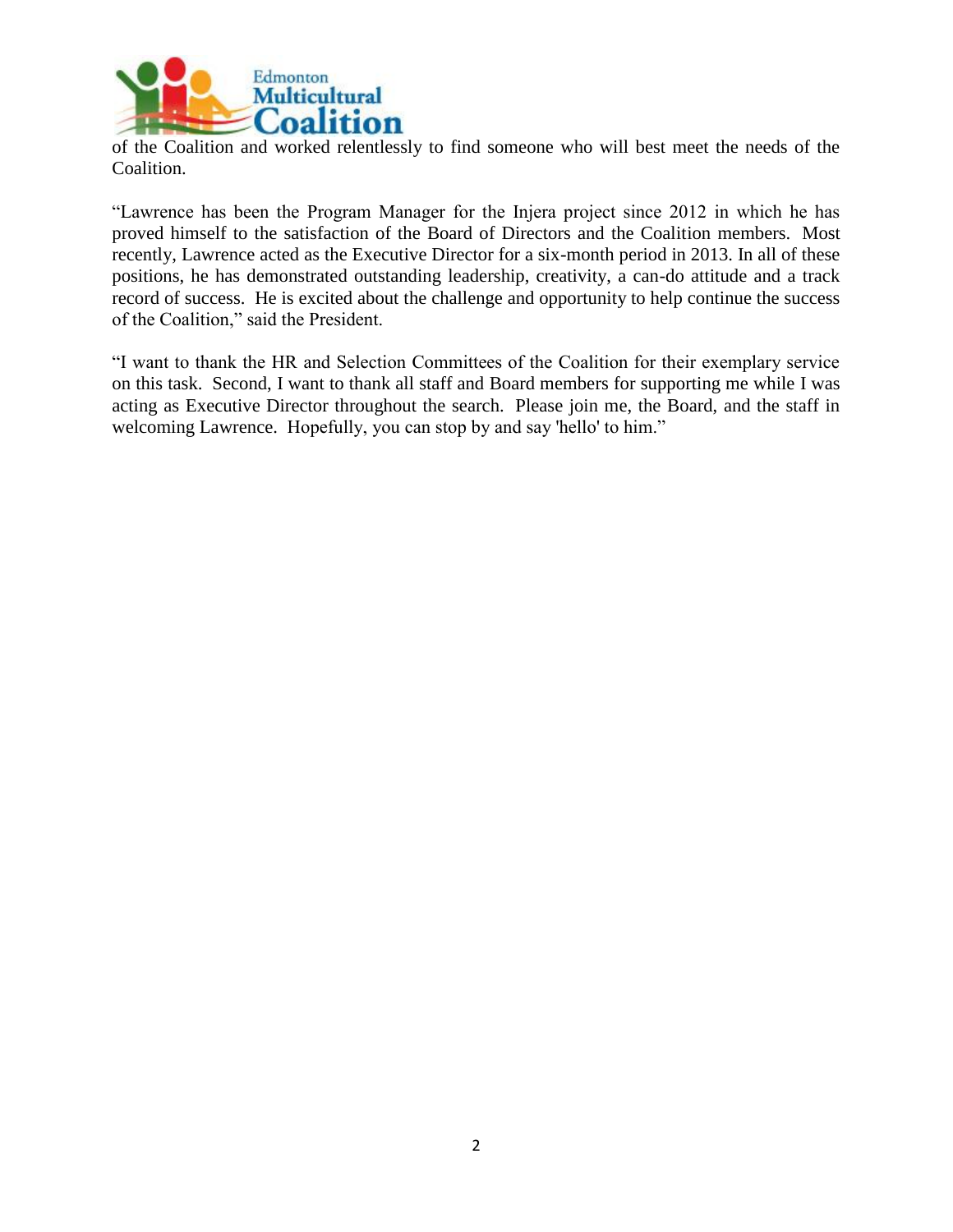of the Coalition and worked relentlessly to find someone who will best meet the needs of the Coalition.

"Lawrence has been the Program Manager for the Injera project since 2012 in which he has proved himself to the satisfaction of the Board of Directors and the Coalition members. Most recently, Lawrence acted as the Executive Director for a six-month period in 2013. In all of these positions, he has demonstrated outstanding leadership, creativity, a can-do attitude and a track record of success. He is excited about the challenge and opportunity to help continue the success of the Coalition," said the President.

"I want to thank the HR and Selection Committees of the Coalition for their exemplary service on this task. Second, I want to thank all staff and Board members for supporting me while I was acting as Executive Director throughout the search. Please join me, the Board, and the staff in welcoming Lawrence. Hopefully, you can stop by and say 'hello' to him."